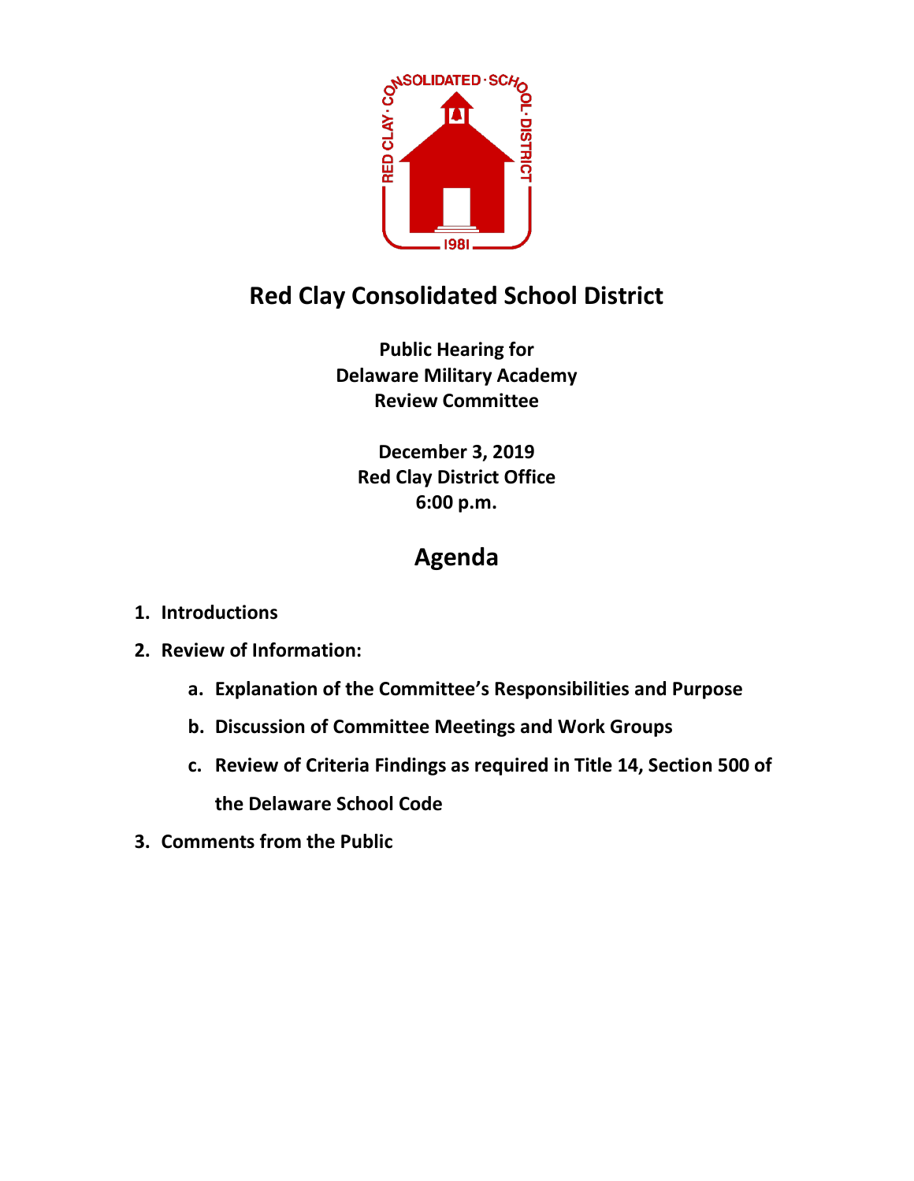# Red Clay Consolidated School District

**Public Hearing for**
**Delaware Military Academy**
**Review Committee**

**December 3, 2019**
**Red Clay District Office**
**6:00 p.m.**

## Agenda

1. **Introductions**
2. **Review of Information:**
   a. **Explanation of the Committee's Responsibilities and Purpose**
   b. **Discussion of Committee Meetings and Work Groups**
   c. **Review of Criteria Findings as required in Title 14, Section 500 of the Delaware School Code**
3. **Comments from the Public**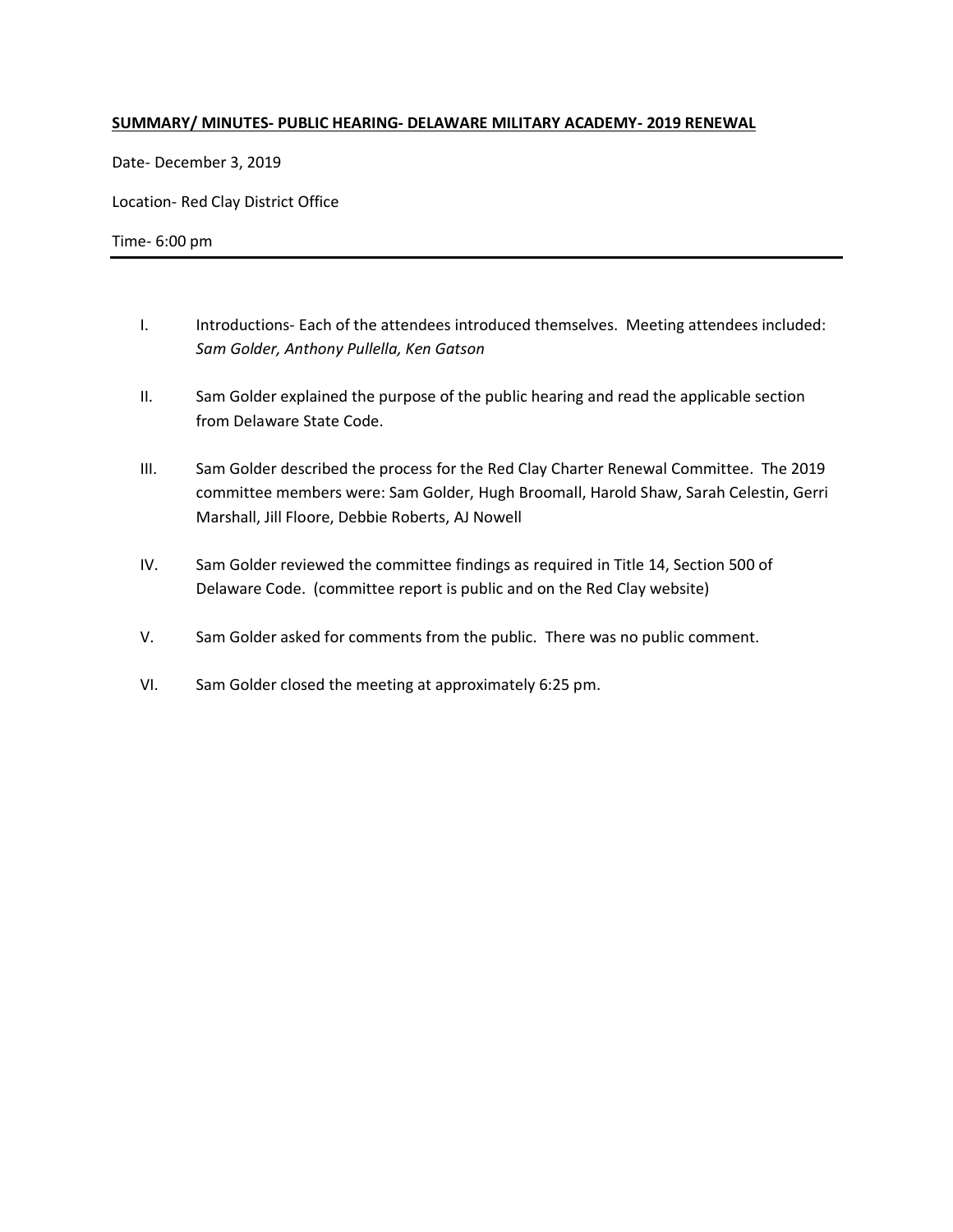**SUMMARY/ MINUTES- PUBLIC HEARING- DELAWARE MILITARY ACADEMY- 2019 RENEWAL**

Date- December 3, 2019

Location- Red Clay District Office

Time- 6:00 pm

---

I. Introductions- Each of the attendees introduced themselves. Meeting attendees included: *Sam Golder, Anthony Pullella, Ken Gatson*

II. Sam Golder explained the purpose of the public hearing and read the applicable section from Delaware State Code.

III. Sam Golder described the process for the Red Clay Charter Renewal Committee. The 2019 committee members were: Sam Golder, Hugh Broomall, Harold Shaw, Sarah Celestin, Gerri Marshall, Jill Floore, Debbie Roberts, AJ Nowell

IV. Sam Golder reviewed the committee findings as required in Title 14, Section 500 of Delaware Code. (committee report is public and on the Red Clay website)

V. Sam Golder asked for comments from the public. There was no public comment.

VI. Sam Golder closed the meeting at approximately 6:25 pm.